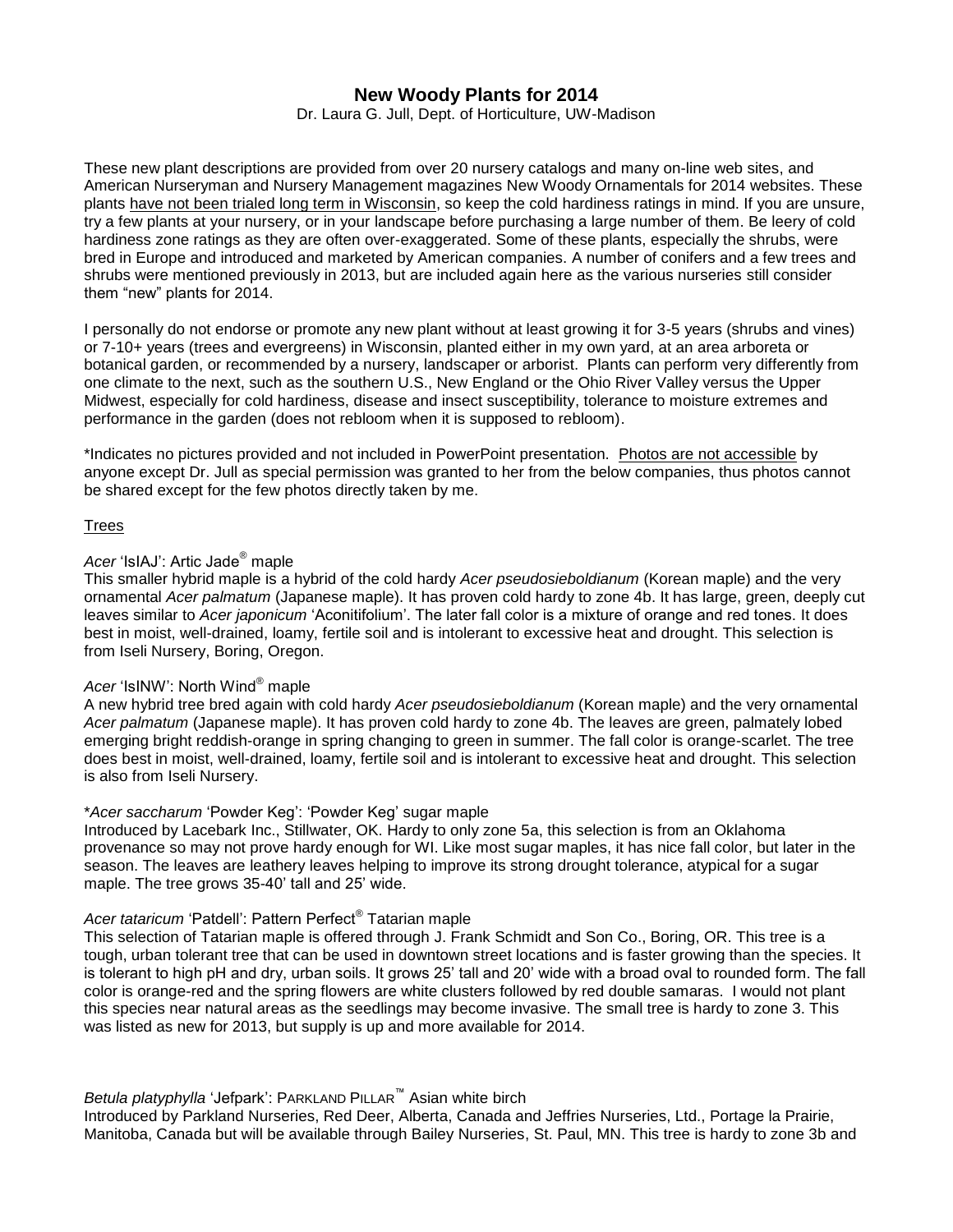# New Woody Plants for 2014

Dr. Laura G. Jull, Dept. of Horticulture, UW-Madison

These new plant descriptions are provided from over 20 nursery catalogs and many on-line web sites, and American Nurseryman and Nursery Management magazines New Woody Ornamentals for 2014 websites. These plants have not been trialed long term in Wisconsin, so keep the cold hardiness ratings in mind. If you are unsure, try a few plants at your nursery, or in your landscape before purchasing a large number of them. Be leery of cold hardiness zone ratings as they are often over-exaggerated. Some of these plants, especially the shrubs, were bred in Europe and introduced and marketed by American companies. A number of conifers and a few trees and shrubs were mentioned previously in 2013, but are included again here as the various nurseries still consider them "new" plants for 2014.

I personally do not endorse or promote any new plant without at least growing it for 3-5 years (shrubs and vines) or 7-10+ years (trees and evergreens) in Wisconsin, planted either in my own yard, at an area arboreta or botanical garden, or recommended by a nursery, landscaper or arborist. Plants can perform very differently from one climate to the next, such as the southern U.S., New England or the Ohio River Valley versus the Upper Midwest, especially for cold hardiness, disease and insect susceptibility, tolerance to moisture extremes and performance in the garden (does not rebloom when it is supposed to rebloom).

*Indicates no pictures provided and not included in PowerPoint presentation. Photos are not accessible by anyone except Dr. Jull as special permission was granted to her from the below companies, thus photos cannot be shared except for the few photos directly taken by me.

## Trees

*Acer* 'IsIAJ': Artic Jade® maple

This smaller hybrid maple is a hybrid of the cold hardy *Acer pseudosieboldianum* (Korean maple) and the very ornamental *Acer palmatum* (Japanese maple). It has proven cold hardy to zone 4b. It has large, green, deeply cut leaves similar to *Acer japonicum* 'Aconitifolium'. The later fall color is a mixture of orange and red tones. It does best in moist, well-drained, loamy, fertile soil and is intolerant to excessive heat and drought. This selection is from Iseli Nursery, Boring, Oregon.

*Acer* 'IsINW': North Wind® maple

A new hybrid tree bred again with cold hardy *Acer pseudosieboldianum* (Korean maple) and the very ornamental *Acer palmatum* (Japanese maple). It has proven cold hardy to zone 4b. The leaves are green, palmately lobed emerging bright reddish-orange in spring changing to green in summer. The fall color is orange-scarlet. The tree does best in moist, well-drained, loamy, fertile soil and is intolerant to excessive heat and drought. This selection is also from Iseli Nursery.

\**Acer saccharum* 'Powder Keg': 'Powder Keg' sugar maple

Introduced by Lacebark Inc., Stillwater, OK. Hardy to only zone 5a, this selection is from an Oklahoma provenance so may not prove hardy enough for WI. Like most sugar maples, it has nice fall color, but later in the season. The leaves are leathery leaves helping to improve its strong drought tolerance, atypical for a sugar maple. The tree grows 35-40' tall and 25' wide.

*Acer tataricum* 'Patdell': Pattern Perfect® Tatarian maple

This selection of Tatarian maple is offered through J. Frank Schmidt and Son Co., Boring, OR. This tree is a tough, urban tolerant tree that can be used in downtown street locations and is faster growing than the species. It is tolerant to high pH and dry, urban soils. It grows 25' tall and 20' wide with a broad oval to rounded form. The fall color is orange-red and the spring flowers are white clusters followed by red double samaras. I would not plant this species near natural areas as the seedlings may become invasive. The small tree is hardy to zone 3. This was listed as new for 2013, but supply is up and more available for 2014.

*Betula platyphylla* 'Jefpark': PARKLAND PILLAR™ Asian white birch

Introduced by Parkland Nurseries, Red Deer, Alberta, Canada and Jeffries Nurseries, Ltd., Portage la Prairie, Manitoba, Canada but will be available through Bailey Nurseries, St. Paul, MN. This tree is hardy to zone 3b and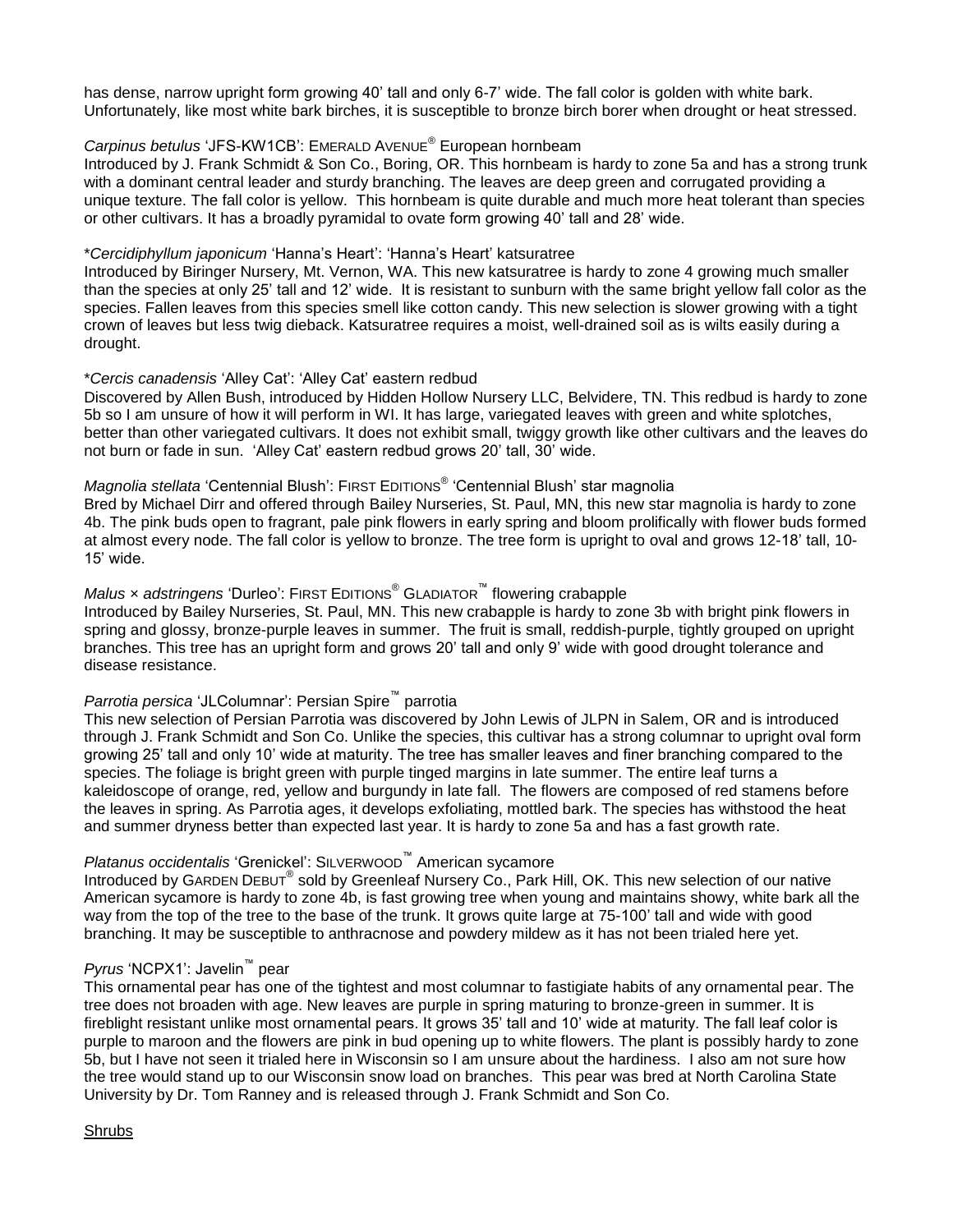has dense, narrow upright form growing 40' tall and only 6-7' wide. The fall color is golden with white bark. Unfortunately, like most white bark birches, it is susceptible to bronze birch borer when drought or heat stressed.

*Carpinus betulus* 'JFS-KW1CB': EMERALD AVENUE® European hornbeam
Introduced by J. Frank Schmidt & Son Co., Boring, OR. This hornbeam is hardy to zone 5a and has a strong trunk with a dominant central leader and sturdy branching. The leaves are deep green and corrugated providing a unique texture. The fall color is yellow. This hornbeam is quite durable and much more heat tolerant than species or other cultivars. It has a broadly pyramidal to ovate form growing 40' tall and 28' wide.

\**Cercidiphyllum japonicum* 'Hanna's Heart': 'Hanna's Heart' katsuratree
Introduced by Biringer Nursery, Mt. Vernon, WA. This new katsuratree is hardy to zone 4 growing much smaller than the species at only 25' tall and 12' wide. It is resistant to sunburn with the same bright yellow fall color as the species. Fallen leaves from this species smell like cotton candy. This new selection is slower growing with a tight crown of leaves but less twig dieback. Katsuratree requires a moist, well-drained soil as is wilts easily during a drought.

\**Cercis canadensis* 'Alley Cat': 'Alley Cat' eastern redbud
Discovered by Allen Bush, introduced by Hidden Hollow Nursery LLC, Belvidere, TN. This redbud is hardy to zone 5b so I am unsure of how it will perform in WI. It has large, variegated leaves with green and white splotches, better than other variegated cultivars. It does not exhibit small, twiggy growth like other cultivars and the leaves do not burn or fade in sun. 'Alley Cat' eastern redbud grows 20' tall, 30' wide.

*Magnolia stellata* 'Centennial Blush': FIRST EDITIONS® 'Centennial Blush' star magnolia
Bred by Michael Dirr and offered through Bailey Nurseries, St. Paul, MN, this new star magnolia is hardy to zone 4b. The pink buds open to fragrant, pale pink flowers in early spring and bloom prolifically with flower buds formed at almost every node. The fall color is yellow to bronze. The tree form is upright to oval and grows 12-18' tall, 10-15' wide.

*Malus × adstringens* 'Durleo': FIRST EDITIONS® GLADIATOR™ flowering crabapple
Introduced by Bailey Nurseries, St. Paul, MN. This new crabapple is hardy to zone 3b with bright pink flowers in spring and glossy, bronze-purple leaves in summer. The fruit is small, reddish-purple, tightly grouped on upright branches. This tree has an upright form and grows 20' tall and only 9' wide with good drought tolerance and disease resistance.

*Parrotia persica* 'JLColumnar': Persian Spire™ parrotia
This new selection of Persian Parrotia was discovered by John Lewis of JLPN in Salem, OR and is introduced through J. Frank Schmidt and Son Co. Unlike the species, this cultivar has a strong columnar to upright oval form growing 25' tall and only 10' wide at maturity. The tree has smaller leaves and finer branching compared to the species. The foliage is bright green with purple tinged margins in late summer. The entire leaf turns a kaleidoscope of orange, red, yellow and burgundy in late fall. The flowers are composed of red stamens before the leaves in spring. As Parrotia ages, it develops exfoliating, mottled bark. The species has withstood the heat and summer dryness better than expected last year. It is hardy to zone 5a and has a fast growth rate.

*Platanus occidentalis* 'Grenickel': SILVERWOOD™ American sycamore
Introduced by GARDEN DEBUT® sold by Greenleaf Nursery Co., Park Hill, OK. This new selection of our native American sycamore is hardy to zone 4b, is fast growing tree when young and maintains showy, white bark all the way from the top of the tree to the base of the trunk. It grows quite large at 75-100' tall and wide with good branching. It may be susceptible to anthracnose and powdery mildew as it has not been trialed here yet.

*Pyrus* 'NCPX1': Javelin™ pear
This ornamental pear has one of the tightest and most columnar to fastigiate habits of any ornamental pear. The tree does not broaden with age. New leaves are purple in spring maturing to bronze-green in summer. It is fireblight resistant unlike most ornamental pears. It grows 35' tall and 10' wide at maturity. The fall leaf color is purple to maroon and the flowers are pink in bud opening up to white flowers. The plant is possibly hardy to zone 5b, but I have not seen it trialed here in Wisconsin so I am unsure about the hardiness. I also am not sure how the tree would stand up to our Wisconsin snow load on branches. This pear was bred at North Carolina State University by Dr. Tom Ranney and is released through J. Frank Schmidt and Son Co.

## Shrubs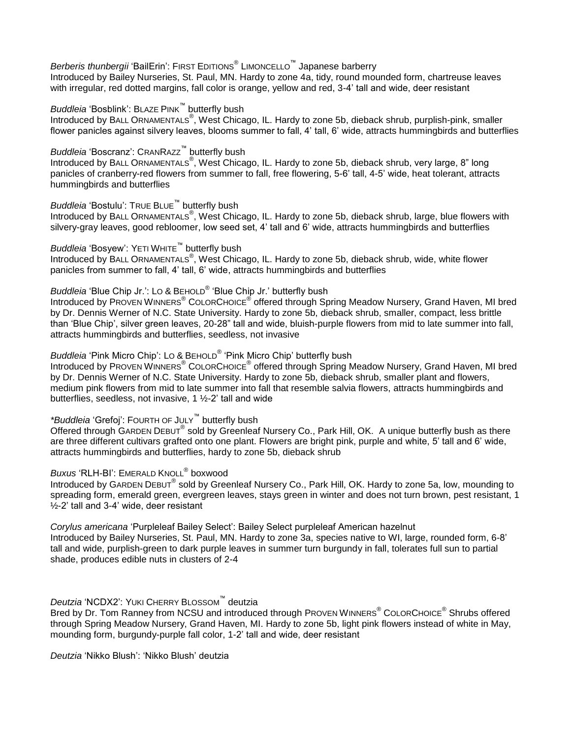*Berberis thunbergii* 'BailErin': FIRST EDITIONS® LIMONCELLO™ Japanese barberry
Introduced by Bailey Nurseries, St. Paul, MN. Hardy to zone 4a, tidy, round mounded form, chartreuse leaves with irregular, red dotted margins, fall color is orange, yellow and red, 3-4' tall and wide, deer resistant

*Buddleia* 'Bosblink': BLAZE PINK™ butterfly bush
Introduced by BALL ORNAMENTALS®, West Chicago, IL. Hardy to zone 5b, dieback shrub, purplish-pink, smaller flower panicles against silvery leaves, blooms summer to fall, 4' tall, 6' wide, attracts hummingbirds and butterflies

*Buddleia* 'Boscranz': CRANRAZZ™ butterfly bush
Introduced by BALL ORNAMENTALS®, West Chicago, IL. Hardy to zone 5b, dieback shrub, very large, 8" long panicles of cranberry-red flowers from summer to fall, free flowering, 5-6' tall, 4-5' wide, heat tolerant, attracts hummingbirds and butterflies

*Buddleia* 'Bostulu': TRUE BLUE™ butterfly bush
Introduced by BALL ORNAMENTALS®, West Chicago, IL. Hardy to zone 5b, dieback shrub, large, blue flowers with silvery-gray leaves, good rebloomer, low seed set, 4' tall and 6' wide, attracts hummingbirds and butterflies

*Buddleia* 'Bosyew': YETI WHITE™ butterfly bush
Introduced by BALL ORNAMENTALS®, West Chicago, IL. Hardy to zone 5b, dieback shrub, wide, white flower panicles from summer to fall, 4' tall, 6' wide, attracts hummingbirds and butterflies

*Buddleia* 'Blue Chip Jr.': LO & BEHOLD® 'Blue Chip Jr.' butterfly bush
Introduced by PROVEN WINNERS® COLORCHOICE® offered through Spring Meadow Nursery, Grand Haven, MI bred by Dr. Dennis Werner of N.C. State University. Hardy to zone 5b, dieback shrub, smaller, compact, less brittle than 'Blue Chip', silver green leaves, 20-28" tall and wide, bluish-purple flowers from mid to late summer into fall, attracts hummingbirds and butterflies, seedless, not invasive

*Buddleia* 'Pink Micro Chip': LO & BEHOLD® 'Pink Micro Chip' butterfly bush
Introduced by PROVEN WINNERS® COLORCHOICE® offered through Spring Meadow Nursery, Grand Haven, MI bred by Dr. Dennis Werner of N.C. State University. Hardy to zone 5b, dieback shrub, smaller plant and flowers, medium pink flowers from mid to late summer into fall that resemble salvia flowers, attracts hummingbirds and butterflies, seedless, not invasive, 1 ½-2' tall and wide

**Buddleia* 'Grefoj': FOURTH OF JULY™ butterfly bush
Offered through GARDEN DEBUT® sold by Greenleaf Nursery Co., Park Hill, OK. A unique butterfly bush as there are three different cultivars grafted onto one plant. Flowers are bright pink, purple and white, 5' tall and 6' wide, attracts hummingbirds and butterflies, hardy to zone 5b, dieback shrub

*Buxus* 'RLH-BI': EMERALD KNOLL® boxwood
Introduced by GARDEN DEBUT® sold by Greenleaf Nursery Co., Park Hill, OK. Hardy to zone 5a, low, mounding to spreading form, emerald green, evergreen leaves, stays green in winter and does not turn brown, pest resistant, 1 ½-2' tall and 3-4' wide, deer resistant

*Corylus americana* 'Purpleleaf Bailey Select': Bailey Select purpleleaf American hazelnut
Introduced by Bailey Nurseries, St. Paul, MN. Hardy to zone 3a, species native to WI, large, rounded form, 6-8' tall and wide, purplish-green to dark purple leaves in summer turn burgundy in fall, tolerates full sun to partial shade, produces edible nuts in clusters of 2-4

*Deutzia* 'NCDX2': YUKI CHERRY BLOSSOM™ deutzia
Bred by Dr. Tom Ranney from NCSU and introduced through PROVEN WINNERS® COLORCHOICE® Shrubs offered through Spring Meadow Nursery, Grand Haven, MI. Hardy to zone 5b, light pink flowers instead of white in May, mounding form, burgundy-purple fall color, 1-2' tall and wide, deer resistant

*Deutzia* 'Nikko Blush': 'Nikko Blush' deutzia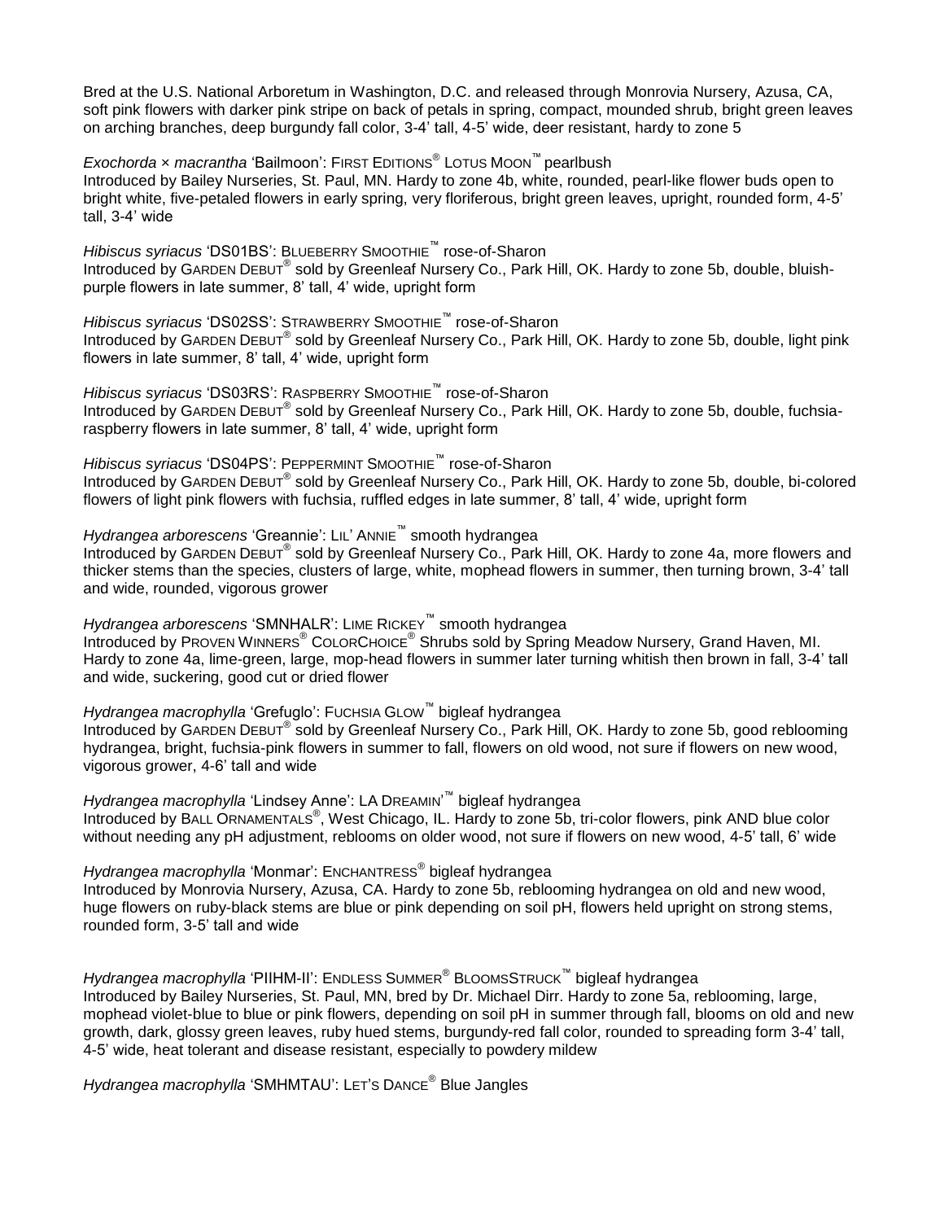Bred at the U.S. National Arboretum in Washington, D.C. and released through Monrovia Nursery, Azusa, CA, soft pink flowers with darker pink stripe on back of petals in spring, compact, mounded shrub, bright green leaves on arching branches, deep burgundy fall color, 3-4' tall, 4-5' wide, deer resistant, hardy to zone 5

*Exochorda* × *macrantha* 'Bailmoon': FIRST EDITIONS® LOTUS MOON™ pearlbush
Introduced by Bailey Nurseries, St. Paul, MN. Hardy to zone 4b, white, rounded, pearl-like flower buds open to bright white, five-petaled flowers in early spring, very floriferous, bright green leaves, upright, rounded form, 4-5' tall, 3-4' wide

*Hibiscus syriacus* 'DS01BS': BLUEBERRY SMOOTHIE™ rose-of-Sharon
Introduced by GARDEN DEBUT® sold by Greenleaf Nursery Co., Park Hill, OK. Hardy to zone 5b, double, bluish-purple flowers in late summer, 8' tall, 4' wide, upright form

*Hibiscus syriacus* 'DS02SS': STRAWBERRY SMOOTHIE™ rose-of-Sharon
Introduced by GARDEN DEBUT® sold by Greenleaf Nursery Co., Park Hill, OK. Hardy to zone 5b, double, light pink flowers in late summer, 8' tall, 4' wide, upright form

*Hibiscus syriacus* 'DS03RS': RASPBERRY SMOOTHIE™ rose-of-Sharon
Introduced by GARDEN DEBUT® sold by Greenleaf Nursery Co., Park Hill, OK. Hardy to zone 5b, double, fuchsia-raspberry flowers in late summer, 8' tall, 4' wide, upright form

*Hibiscus syriacus* 'DS04PS': PEPPERMINT SMOOTHIE™ rose-of-Sharon
Introduced by GARDEN DEBUT® sold by Greenleaf Nursery Co., Park Hill, OK. Hardy to zone 5b, double, bi-colored flowers of light pink flowers with fuchsia, ruffled edges in late summer, 8' tall, 4' wide, upright form

*Hydrangea arborescens* 'Greannie': LIL' ANNIE™ smooth hydrangea
Introduced by GARDEN DEBUT® sold by Greenleaf Nursery Co., Park Hill, OK. Hardy to zone 4a, more flowers and thicker stems than the species, clusters of large, white, mophead flowers in summer, then turning brown, 3-4' tall and wide, rounded, vigorous grower

*Hydrangea arborescens* 'SMNHALR': LIME RICKEY™ smooth hydrangea
Introduced by PROVEN WINNERS® COLORCHOICE® Shrubs sold by Spring Meadow Nursery, Grand Haven, MI. Hardy to zone 4a, lime-green, large, mop-head flowers in summer later turning whitish then brown in fall, 3-4' tall and wide, suckering, good cut or dried flower

*Hydrangea macrophylla* 'Grefuglo': FUCHSIA GLOW™ bigleaf hydrangea
Introduced by GARDEN DEBUT® sold by Greenleaf Nursery Co., Park Hill, OK. Hardy to zone 5b, good reblooming hydrangea, bright, fuchsia-pink flowers in summer to fall, flowers on old wood, not sure if flowers on new wood, vigorous grower, 4-6' tall and wide

*Hydrangea macrophylla* 'Lindsey Anne': LA DREAMIN'™ bigleaf hydrangea
Introduced by BALL ORNAMENTALS®, West Chicago, IL. Hardy to zone 5b, tri-color flowers, pink AND blue color without needing any pH adjustment, reblooms on older wood, not sure if flowers on new wood, 4-5' tall, 6' wide

*Hydrangea macrophylla* 'Monmar': ENCHANTRESS® bigleaf hydrangea
Introduced by Monrovia Nursery, Azusa, CA. Hardy to zone 5b, reblooming hydrangea on old and new wood, huge flowers on ruby-black stems are blue or pink depending on soil pH, flowers held upright on strong stems, rounded form, 3-5' tall and wide

*Hydrangea macrophylla* 'PIIHM-II': ENDLESS SUMMER® BLOOMSSTRUCK™ bigleaf hydrangea
Introduced by Bailey Nurseries, St. Paul, MN, bred by Dr. Michael Dirr. Hardy to zone 5a, reblooming, large, mophead violet-blue to blue or pink flowers, depending on soil pH in summer through fall, blooms on old and new growth, dark, glossy green leaves, ruby hued stems, burgundy-red fall color, rounded to spreading form 3-4' tall, 4-5' wide, heat tolerant and disease resistant, especially to powdery mildew

*Hydrangea macrophylla* 'SMHMTAU': LET'S DANCE® Blue Jangles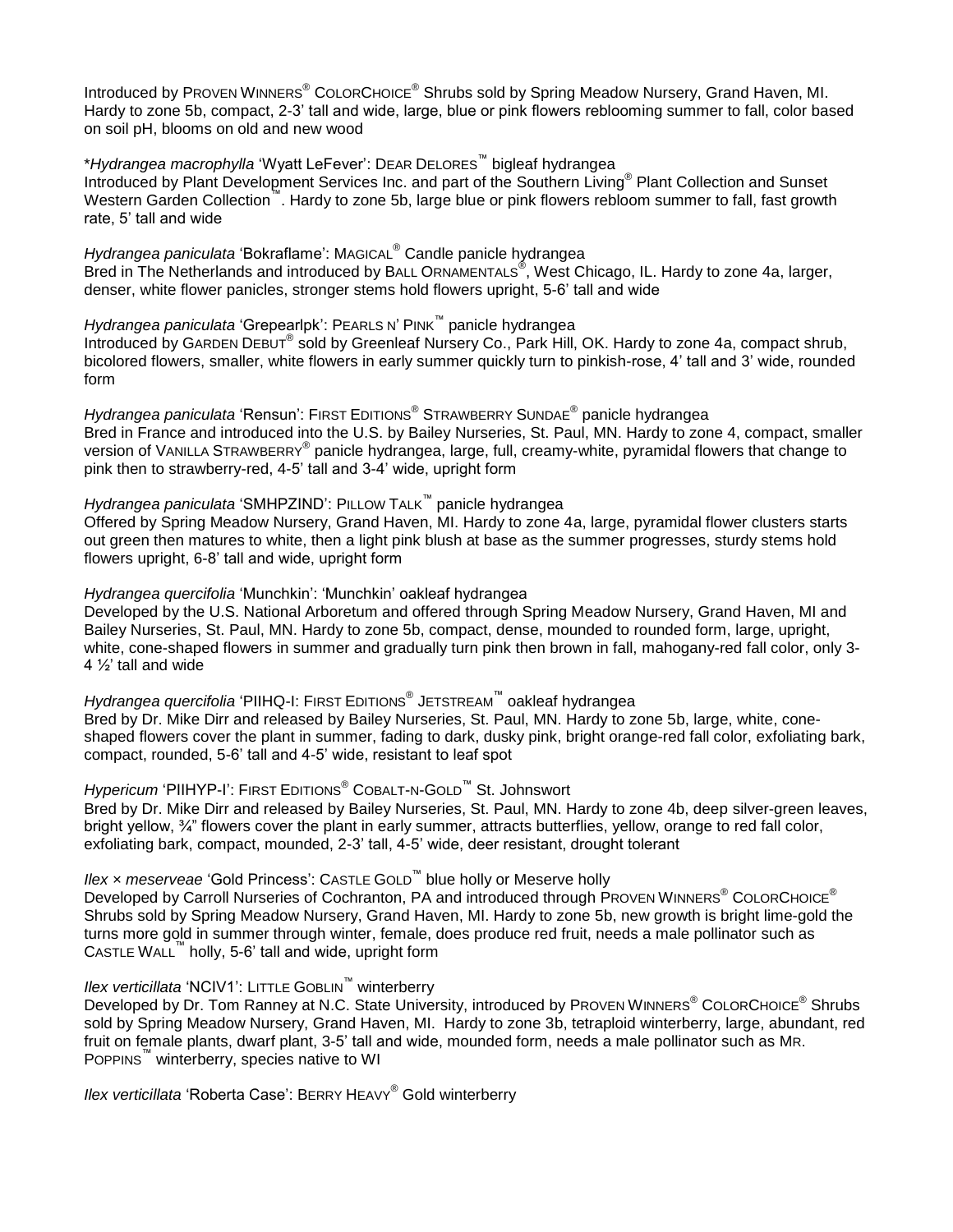Introduced by PROVEN WINNERS® COLORCHOICE® Shrubs sold by Spring Meadow Nursery, Grand Haven, MI. Hardy to zone 5b, compact, 2-3' tall and wide, large, blue or pink flowers reblooming summer to fall, color based on soil pH, blooms on old and new wood

**Hydrangea macrophylla* 'Wyatt LeFever': DEAR DELORES™ bigleaf hydrangea
Introduced by Plant Development Services Inc. and part of the Southern Living® Plant Collection and Sunset Western Garden Collection™. Hardy to zone 5b, large blue or pink flowers rebloom summer to fall, fast growth rate, 5' tall and wide

*Hydrangea paniculata* 'Bokraflame': MAGICAL® Candle panicle hydrangea
Bred in The Netherlands and introduced by BALL ORNAMENTALS®, West Chicago, IL. Hardy to zone 4a, larger, denser, white flower panicles, stronger stems hold flowers upright, 5-6' tall and wide

*Hydrangea paniculata* 'Grepearlpk': PEARLS N' PINK™ panicle hydrangea
Introduced by GARDEN DEBUT® sold by Greenleaf Nursery Co., Park Hill, OK. Hardy to zone 4a, compact shrub, bicolored flowers, smaller, white flowers in early summer quickly turn to pinkish-rose, 4' tall and 3' wide, rounded form

*Hydrangea paniculata* 'Rensun': FIRST EDITIONS® STRAWBERRY SUNDAE® panicle hydrangea
Bred in France and introduced into the U.S. by Bailey Nurseries, St. Paul, MN. Hardy to zone 4, compact, smaller version of VANILLA STRAWBERRY® panicle hydrangea, large, full, creamy-white, pyramidal flowers that change to pink then to strawberry-red, 4-5' tall and 3-4' wide, upright form

*Hydrangea paniculata* 'SMHPZIND': PILLOW TALK™ panicle hydrangea
Offered by Spring Meadow Nursery, Grand Haven, MI. Hardy to zone 4a, large, pyramidal flower clusters starts out green then matures to white, then a light pink blush at base as the summer progresses, sturdy stems hold flowers upright, 6-8' tall and wide, upright form

*Hydrangea quercifolia* 'Munchkin': 'Munchkin' oakleaf hydrangea
Developed by the U.S. National Arboretum and offered through Spring Meadow Nursery, Grand Haven, MI and Bailey Nurseries, St. Paul, MN. Hardy to zone 5b, compact, dense, mounded to rounded form, large, upright, white, cone-shaped flowers in summer and gradually turn pink then brown in fall, mahogany-red fall color, only 3-4 ½' tall and wide

*Hydrangea quercifolia* 'PIIHQ-I: FIRST EDITIONS® JETSTREAM™ oakleaf hydrangea
Bred by Dr. Mike Dirr and released by Bailey Nurseries, St. Paul, MN. Hardy to zone 5b, large, white, cone-shaped flowers cover the plant in summer, fading to dark, dusky pink, bright orange-red fall color, exfoliating bark, compact, rounded, 5-6' tall and 4-5' wide, resistant to leaf spot

*Hypericum* 'PIIHYP-I': FIRST EDITIONS® COBALT-N-GOLD™ St. Johnswort
Bred by Dr. Mike Dirr and released by Bailey Nurseries, St. Paul, MN. Hardy to zone 4b, deep silver-green leaves, bright yellow, ¾" flowers cover the plant in early summer, attracts butterflies, yellow, orange to red fall color, exfoliating bark, compact, mounded, 2-3' tall, 4-5' wide, deer resistant, drought tolerant

*Ilex × meserveae* 'Gold Princess': CASTLE GOLD™ blue holly or Meserve holly
Developed by Carroll Nurseries of Cochranton, PA and introduced through PROVEN WINNERS® COLORCHOICE® Shrubs sold by Spring Meadow Nursery, Grand Haven, MI. Hardy to zone 5b, new growth is bright lime-gold the turns more gold in summer through winter, female, does produce red fruit, needs a male pollinator such as CASTLE WALL™ holly, 5-6' tall and wide, upright form

*Ilex verticillata* 'NCIV1': LITTLE GOBLIN™ winterberry
Developed by Dr. Tom Ranney at N.C. State University, introduced by PROVEN WINNERS® COLORCHOICE® Shrubs sold by Spring Meadow Nursery, Grand Haven, MI. Hardy to zone 3b, tetraploid winterberry, large, abundant, red fruit on female plants, dwarf plant, 3-5' tall and wide, mounded form, needs a male pollinator such as MR. POPPINS™ winterberry, species native to WI

*Ilex verticillata* 'Roberta Case': BERRY HEAVY® Gold winterberry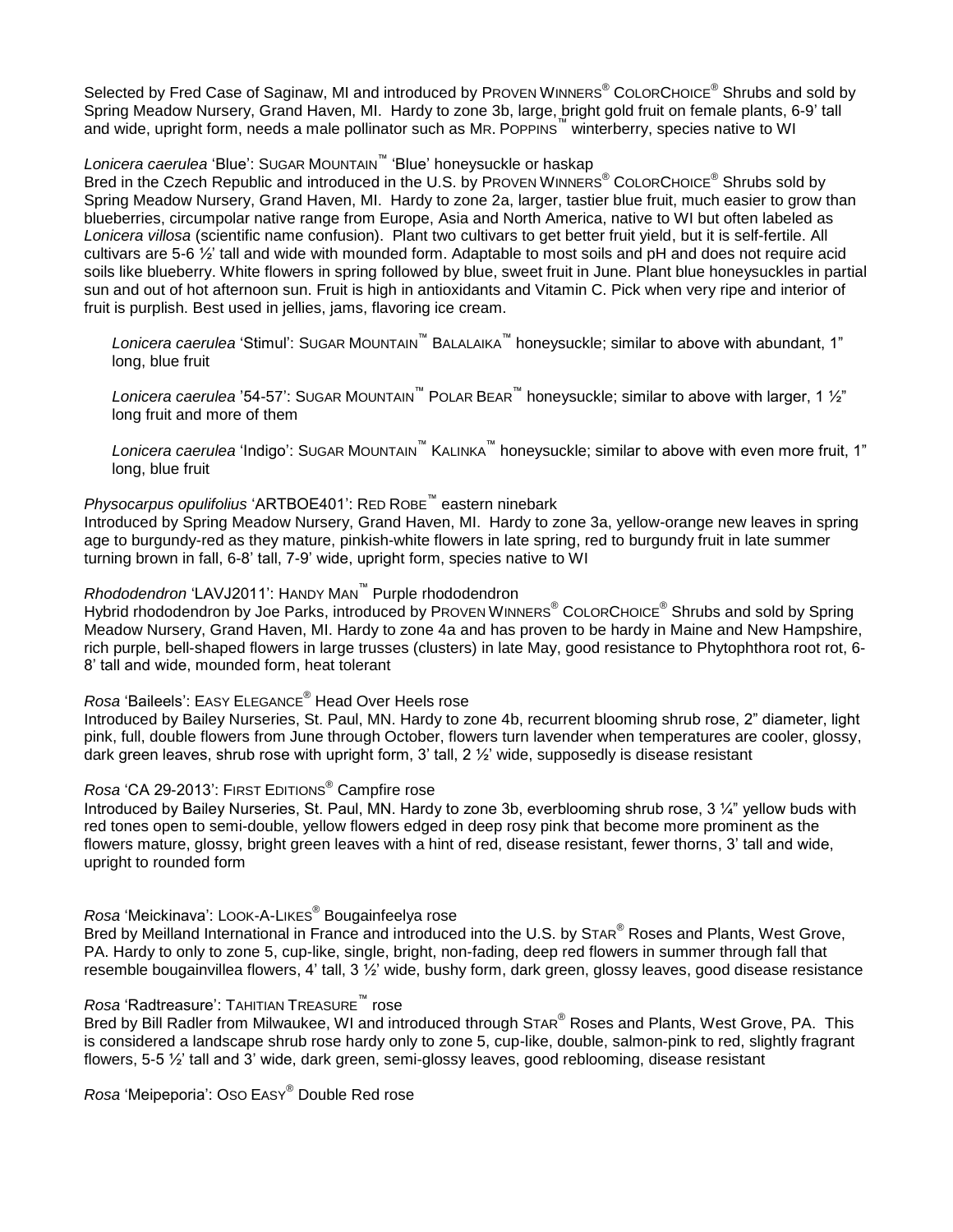Selected by Fred Case of Saginaw, MI and introduced by PROVEN WINNERS® COLORCHOICE® Shrubs and sold by Spring Meadow Nursery, Grand Haven, MI. Hardy to zone 3b, large, bright gold fruit on female plants, 6-9' tall and wide, upright form, needs a male pollinator such as MR. POPPINS™ winterberry, species native to WI

*Lonicera caerulea* 'Blue': SUGAR MOUNTAIN™ 'Blue' honeysuckle or haskap
Bred in the Czech Republic and introduced in the U.S. by PROVEN WINNERS® COLORCHOICE® Shrubs sold by Spring Meadow Nursery, Grand Haven, MI. Hardy to zone 2a, larger, tastier blue fruit, much easier to grow than blueberries, circumpolar native range from Europe, Asia and North America, native to WI but often labeled as *Lonicera villosa* (scientific name confusion). Plant two cultivars to get better fruit yield, but it is self-fertile. All cultivars are 5-6 ½' tall and wide with mounded form. Adaptable to most soils and pH and does not require acid soils like blueberry. White flowers in spring followed by blue, sweet fruit in June. Plant blue honeysuckles in partial sun and out of hot afternoon sun. Fruit is high in antioxidants and Vitamin C. Pick when very ripe and interior of fruit is purplish. Best used in jellies, jams, flavoring ice cream.

*Lonicera caerulea* 'Stimul': SUGAR MOUNTAIN™ BALALAIKA™ honeysuckle; similar to above with abundant, 1" long, blue fruit

*Lonicera caerulea* '54-57': SUGAR MOUNTAIN™ POLAR BEAR™ honeysuckle; similar to above with larger, 1 ½" long fruit and more of them

*Lonicera caerulea* 'Indigo': SUGAR MOUNTAIN™ KALINKA™ honeysuckle; similar to above with even more fruit, 1" long, blue fruit

*Physocarpus opulifolius* 'ARTBOE401': RED ROBE™ eastern ninebark
Introduced by Spring Meadow Nursery, Grand Haven, MI. Hardy to zone 3a, yellow-orange new leaves in spring age to burgundy-red as they mature, pinkish-white flowers in late spring, red to burgundy fruit in late summer turning brown in fall, 6-8' tall, 7-9' wide, upright form, species native to WI

*Rhododendron* 'LAVJ2011': HANDY MAN™ Purple rhododendron
Hybrid rhododendron by Joe Parks, introduced by PROVEN WINNERS® COLORCHOICE® Shrubs and sold by Spring Meadow Nursery, Grand Haven, MI. Hardy to zone 4a and has proven to be hardy in Maine and New Hampshire, rich purple, bell-shaped flowers in large trusses (clusters) in late May, good resistance to Phytophthora root rot, 6-8' tall and wide, mounded form, heat tolerant

*Rosa* 'Baileels': EASY ELEGANCE® Head Over Heels rose
Introduced by Bailey Nurseries, St. Paul, MN. Hardy to zone 4b, recurrent blooming shrub rose, 2" diameter, light pink, full, double flowers from June through October, flowers turn lavender when temperatures are cooler, glossy, dark green leaves, shrub rose with upright form, 3' tall, 2 ½' wide, supposedly is disease resistant

*Rosa* 'CA 29-2013': FIRST EDITIONS® Campfire rose
Introduced by Bailey Nurseries, St. Paul, MN. Hardy to zone 3b, everblooming shrub rose, 3 ¼" yellow buds with red tones open to semi-double, yellow flowers edged in deep rosy pink that become more prominent as the flowers mature, glossy, bright green leaves with a hint of red, disease resistant, fewer thorns, 3' tall and wide, upright to rounded form

*Rosa* 'Meickinava': LOOK-A-LIKES® Bougainfeelya rose
Bred by Meilland International in France and introduced into the U.S. by STAR® Roses and Plants, West Grove, PA. Hardy to only to zone 5, cup-like, single, bright, non-fading, deep red flowers in summer through fall that resemble bougainvillea flowers, 4' tall, 3 ½' wide, bushy form, dark green, glossy leaves, good disease resistance

*Rosa* 'Radtreasure': TAHITIAN TREASURE™ rose
Bred by Bill Radler from Milwaukee, WI and introduced through STAR® Roses and Plants, West Grove, PA. This is considered a landscape shrub rose hardy only to zone 5, cup-like, double, salmon-pink to red, slightly fragrant flowers, 5-5 ½' tall and 3' wide, dark green, semi-glossy leaves, good reblooming, disease resistant

*Rosa* 'Meipeporia': OSO EASY® Double Red rose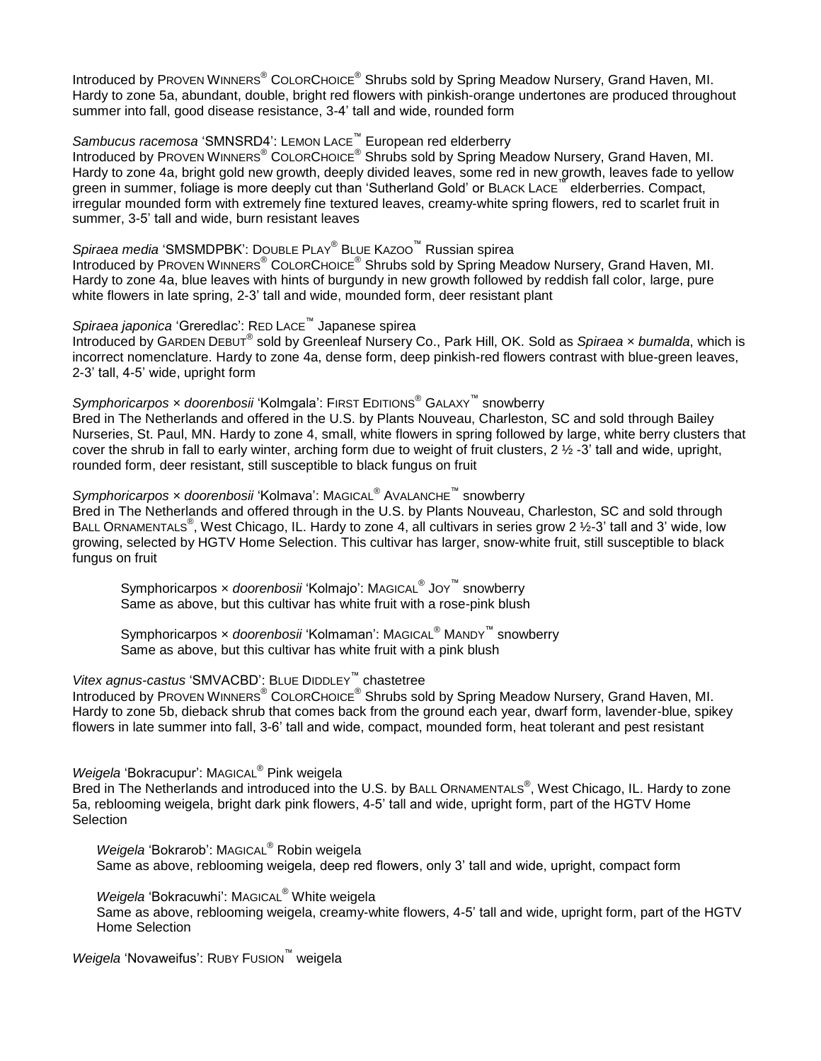Introduced by PROVEN WINNERS® COLORCHOICE® Shrubs sold by Spring Meadow Nursery, Grand Haven, MI. Hardy to zone 5a, abundant, double, bright red flowers with pinkish-orange undertones are produced throughout summer into fall, good disease resistance, 3-4' tall and wide, rounded form

*Sambucus racemosa* 'SMNSRD4': LEMON LACE™ European red elderberry
Introduced by PROVEN WINNERS® COLORCHOICE® Shrubs sold by Spring Meadow Nursery, Grand Haven, MI. Hardy to zone 4a, bright gold new growth, deeply divided leaves, some red in new growth, leaves fade to yellow green in summer, foliage is more deeply cut than 'Sutherland Gold' or BLACK LACE™ elderberries. Compact, irregular mounded form with extremely fine textured leaves, creamy-white spring flowers, red to scarlet fruit in summer, 3-5' tall and wide, burn resistant leaves

*Spiraea media* 'SMSMDPBK': DOUBLE PLAY® BLUE KAZOO™ Russian spirea
Introduced by PROVEN WINNERS® COLORCHOICE® Shrubs sold by Spring Meadow Nursery, Grand Haven, MI. Hardy to zone 4a, blue leaves with hints of burgundy in new growth followed by reddish fall color, large, pure white flowers in late spring, 2-3' tall and wide, mounded form, deer resistant plant

*Spiraea japonica* 'Greredlac': RED LACE™ Japanese spirea
Introduced by GARDEN DEBUT® sold by Greenleaf Nursery Co., Park Hill, OK. Sold as *Spiraea* × *bumalda*, which is incorrect nomenclature. Hardy to zone 4a, dense form, deep pinkish-red flowers contrast with blue-green leaves, 2-3' tall, 4-5' wide, upright form

*Symphoricarpos* × *doorenbosii* 'Kolmgala': FIRST EDITIONS® GALAXY™ snowberry
Bred in The Netherlands and offered in the U.S. by Plants Nouveau, Charleston, SC and sold through Bailey Nurseries, St. Paul, MN. Hardy to zone 4, small, white flowers in spring followed by large, white berry clusters that cover the shrub in fall to early winter, arching form due to weight of fruit clusters, 2 ½ -3' tall and wide, upright, rounded form, deer resistant, still susceptible to black fungus on fruit

*Symphoricarpos* × *doorenbosii* 'Kolmava': MAGICAL® AVALANCHE™ snowberry
Bred in The Netherlands and offered through in the U.S. by Plants Nouveau, Charleston, SC and sold through BALL ORNAMENTALS®, West Chicago, IL. Hardy to zone 4, all cultivars in series grow 2 ½-3' tall and 3' wide, low growing, selected by HGTV Home Selection. This cultivar has larger, snow-white fruit, still susceptible to black fungus on fruit

> Symphoricarpos × *doorenbosii* 'Kolmajo': MAGICAL® JOY™ snowberry
> Same as above, but this cultivar has white fruit with a rose-pink blush
>
> Symphoricarpos × *doorenbosii* 'Kolmaman': MAGICAL® MANDY™ snowberry
> Same as above, but this cultivar has white fruit with a pink blush

*Vitex agnus-castus* 'SMVACBD': BLUE DIDDLEY™ chastetree
Introduced by PROVEN WINNERS® COLORCHOICE® Shrubs sold by Spring Meadow Nursery, Grand Haven, MI. Hardy to zone 5b, dieback shrub that comes back from the ground each year, dwarf form, lavender-blue, spikey flowers in late summer into fall, 3-6' tall and wide, compact, mounded form, heat tolerant and pest resistant

*Weigela* 'Bokracupur': MAGICAL® Pink weigela
Bred in The Netherlands and introduced into the U.S. by BALL ORNAMENTALS®, West Chicago, IL. Hardy to zone 5a, reblooming weigela, bright dark pink flowers, 4-5' tall and wide, upright form, part of the HGTV Home Selection

> *Weigela* 'Bokrarob': MAGICAL® Robin weigela
> Same as above, reblooming weigela, deep red flowers, only 3' tall and wide, upright, compact form
>
> *Weigela* 'Bokracuwhi': MAGICAL® White weigela
> Same as above, reblooming weigela, creamy-white flowers, 4-5' tall and wide, upright form, part of the HGTV Home Selection

*Weigela* 'Novaweifus': RUBY FUSION™ weigela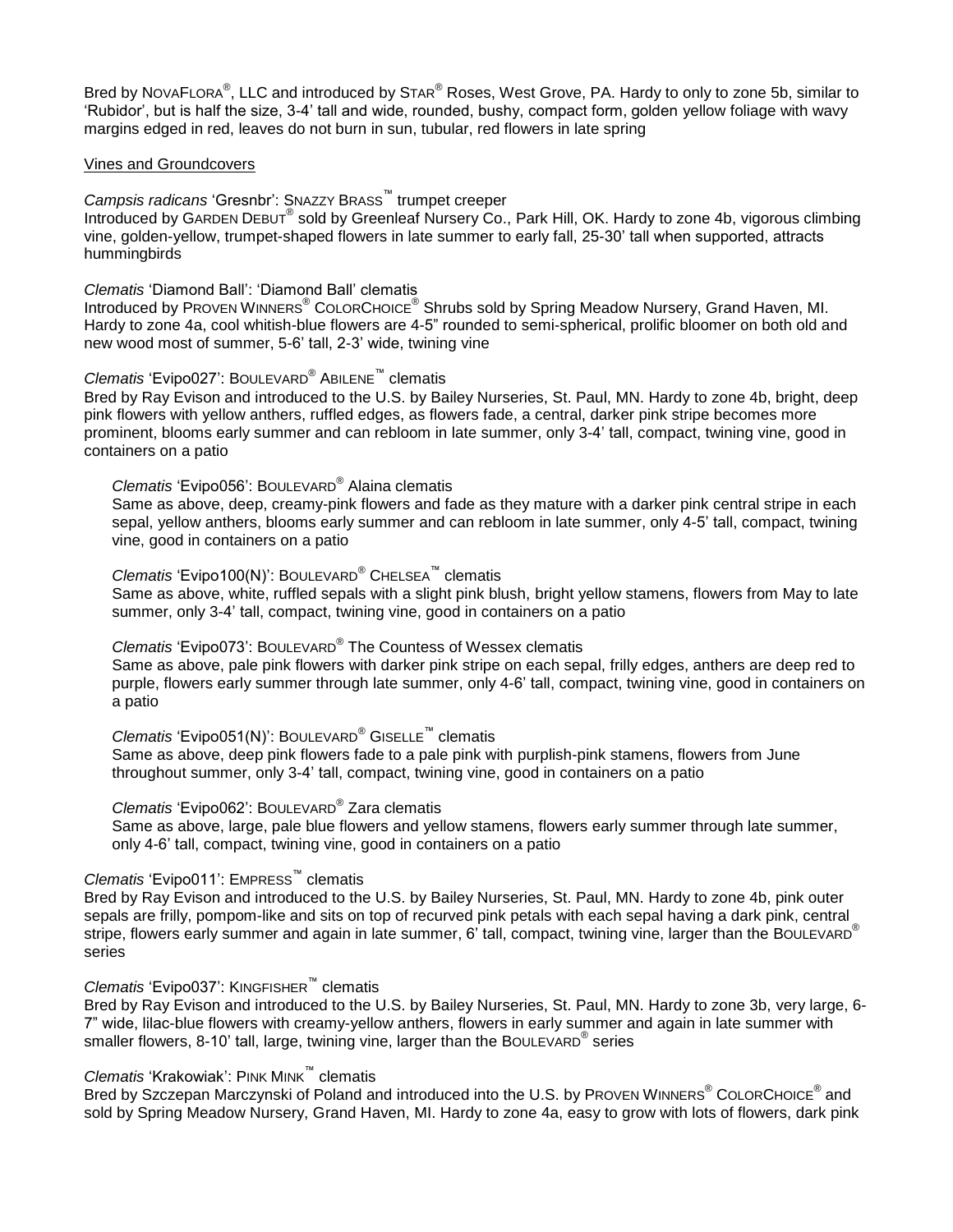Bred by NovaFlora®, LLC and introduced by Star® Roses, West Grove, PA. Hardy to only to zone 5b, similar to 'Rubidor', but is half the size, 3-4' tall and wide, rounded, bushy, compact form, golden yellow foliage with wavy margins edged in red, leaves do not burn in sun, tubular, red flowers in late spring

Vines and Groundcovers

*Campsis radicans* 'Gresnbr': Snazzy Brass™ trumpet creeper
Introduced by Garden Debut® sold by Greenleaf Nursery Co., Park Hill, OK. Hardy to zone 4b, vigorous climbing vine, golden-yellow, trumpet-shaped flowers in late summer to early fall, 25-30' tall when supported, attracts hummingbirds

*Clematis* 'Diamond Ball': 'Diamond Ball' clematis
Introduced by Proven Winners® ColorChoice® Shrubs sold by Spring Meadow Nursery, Grand Haven, MI. Hardy to zone 4a, cool whitish-blue flowers are 4-5" rounded to semi-spherical, prolific bloomer on both old and new wood most of summer, 5-6' tall, 2-3' wide, twining vine

*Clematis* 'Evipo027': Boulevard® Abilene™ clematis
Bred by Ray Evison and introduced to the U.S. by Bailey Nurseries, St. Paul, MN. Hardy to zone 4b, bright, deep pink flowers with yellow anthers, ruffled edges, as flowers fade, a central, darker pink stripe becomes more prominent, blooms early summer and can rebloom in late summer, only 3-4' tall, compact, twining vine, good in containers on a patio

*Clematis* 'Evipo056': Boulevard® Alaina clematis
Same as above, deep, creamy-pink flowers and fade as they mature with a darker pink central stripe in each sepal, yellow anthers, blooms early summer and can rebloom in late summer, only 4-5' tall, compact, twining vine, good in containers on a patio

*Clematis* 'Evipo100(N)': Boulevard® Chelsea™ clematis
Same as above, white, ruffled sepals with a slight pink blush, bright yellow stamens, flowers from May to late summer, only 3-4' tall, compact, twining vine, good in containers on a patio

*Clematis* 'Evipo073': Boulevard® The Countess of Wessex clematis
Same as above, pale pink flowers with darker pink stripe on each sepal, frilly edges, anthers are deep red to purple, flowers early summer through late summer, only 4-6' tall, compact, twining vine, good in containers on a patio

*Clematis* 'Evipo051(N)': Boulevard® Giselle™ clematis
Same as above, deep pink flowers fade to a pale pink with purplish-pink stamens, flowers from June throughout summer, only 3-4' tall, compact, twining vine, good in containers on a patio

*Clematis* 'Evipo062': Boulevard® Zara clematis
Same as above, large, pale blue flowers and yellow stamens, flowers early summer through late summer, only 4-6' tall, compact, twining vine, good in containers on a patio

*Clematis* 'Evipo011': Empress™ clematis
Bred by Ray Evison and introduced to the U.S. by Bailey Nurseries, St. Paul, MN. Hardy to zone 4b, pink outer sepals are frilly, pompom-like and sits on top of recurved pink petals with each sepal having a dark pink, central stripe, flowers early summer and again in late summer, 6' tall, compact, twining vine, larger than the Boulevard® series

*Clematis* 'Evipo037': Kingfisher™ clematis
Bred by Ray Evison and introduced to the U.S. by Bailey Nurseries, St. Paul, MN. Hardy to zone 3b, very large, 6-7" wide, lilac-blue flowers with creamy-yellow anthers, flowers in early summer and again in late summer with smaller flowers, 8-10' tall, large, twining vine, larger than the Boulevard® series

*Clematis* 'Krakowiak': Pink Mink™ clematis
Bred by Szczepan Marczynski of Poland and introduced into the U.S. by Proven Winners® ColorChoice® and sold by Spring Meadow Nursery, Grand Haven, MI. Hardy to zone 4a, easy to grow with lots of flowers, dark pink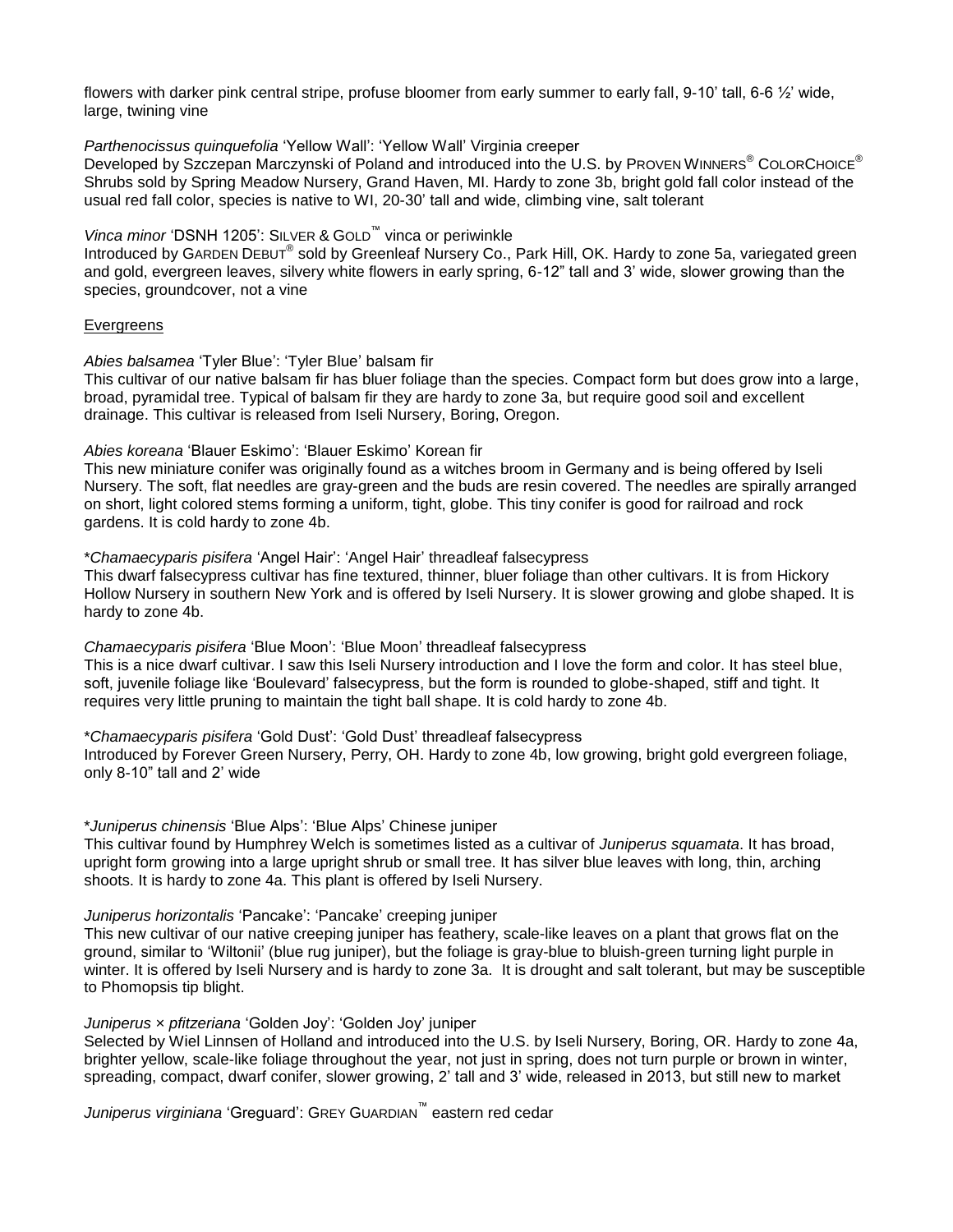flowers with darker pink central stripe, profuse bloomer from early summer to early fall, 9-10' tall, 6-6 ½' wide, large, twining vine

*Parthenocissus quinquefolia* 'Yellow Wall': 'Yellow Wall' Virginia creeper
Developed by Szczepan Marczynski of Poland and introduced into the U.S. by PROVEN WINNERS® COLORCHOICE® Shrubs sold by Spring Meadow Nursery, Grand Haven, MI. Hardy to zone 3b, bright gold fall color instead of the usual red fall color, species is native to WI, 20-30' tall and wide, climbing vine, salt tolerant

*Vinca minor* 'DSNH 1205': SILVER & GOLD™ vinca or periwinkle
Introduced by GARDEN DEBUT® sold by Greenleaf Nursery Co., Park Hill, OK. Hardy to zone 5a, variegated green and gold, evergreen leaves, silvery white flowers in early spring, 6-12" tall and 3' wide, slower growing than the species, groundcover, not a vine

<u>Evergreens</u>

*Abies balsamea* 'Tyler Blue': 'Tyler Blue' balsam fir
This cultivar of our native balsam fir has bluer foliage than the species. Compact form but does grow into a large, broad, pyramidal tree. Typical of balsam fir they are hardy to zone 3a, but require good soil and excellent drainage. This cultivar is released from Iseli Nursery, Boring, Oregon.

*Abies koreana* 'Blauer Eskimo': 'Blauer Eskimo' Korean fir
This new miniature conifer was originally found as a witches broom in Germany and is being offered by Iseli Nursery. The soft, flat needles are gray-green and the buds are resin covered. The needles are spirally arranged on short, light colored stems forming a uniform, tight, globe. This tiny conifer is good for railroad and rock gardens. It is cold hardy to zone 4b.

\**Chamaecyparis pisifera* 'Angel Hair': 'Angel Hair' threadleaf falsecypress
This dwarf falsecypress cultivar has fine textured, thinner, bluer foliage than other cultivars. It is from Hickory Hollow Nursery in southern New York and is offered by Iseli Nursery. It is slower growing and globe shaped. It is hardy to zone 4b.

*Chamaecyparis pisifera* 'Blue Moon': 'Blue Moon' threadleaf falsecypress
This is a nice dwarf cultivar. I saw this Iseli Nursery introduction and I love the form and color. It has steel blue, soft, juvenile foliage like 'Boulevard' falsecypress, but the form is rounded to globe-shaped, stiff and tight. It requires very little pruning to maintain the tight ball shape. It is cold hardy to zone 4b.

\**Chamaecyparis pisifera* 'Gold Dust': 'Gold Dust' threadleaf falsecypress
Introduced by Forever Green Nursery, Perry, OH. Hardy to zone 4b, low growing, bright gold evergreen foliage, only 8-10" tall and 2' wide

\**Juniperus chinensis* 'Blue Alps': 'Blue Alps' Chinese juniper
This cultivar found by Humphrey Welch is sometimes listed as a cultivar of *Juniperus squamata*. It has broad, upright form growing into a large upright shrub or small tree. It has silver blue leaves with long, thin, arching shoots. It is hardy to zone 4a. This plant is offered by Iseli Nursery.

*Juniperus horizontalis* 'Pancake': 'Pancake' creeping juniper
This new cultivar of our native creeping juniper has feathery, scale-like leaves on a plant that grows flat on the ground, similar to 'Wiltonii' (blue rug juniper), but the foliage is gray-blue to bluish-green turning light purple in winter. It is offered by Iseli Nursery and is hardy to zone 3a. It is drought and salt tolerant, but may be susceptible to Phomopsis tip blight.

*Juniperus × pfitzeriana* 'Golden Joy': 'Golden Joy' juniper
Selected by Wiel Linnsen of Holland and introduced into the U.S. by Iseli Nursery, Boring, OR. Hardy to zone 4a, brighter yellow, scale-like foliage throughout the year, not just in spring, does not turn purple or brown in winter, spreading, compact, dwarf conifer, slower growing, 2' tall and 3' wide, released in 2013, but still new to market

*Juniperus virginiana* 'Greguard': GREY GUARDIAN™ eastern red cedar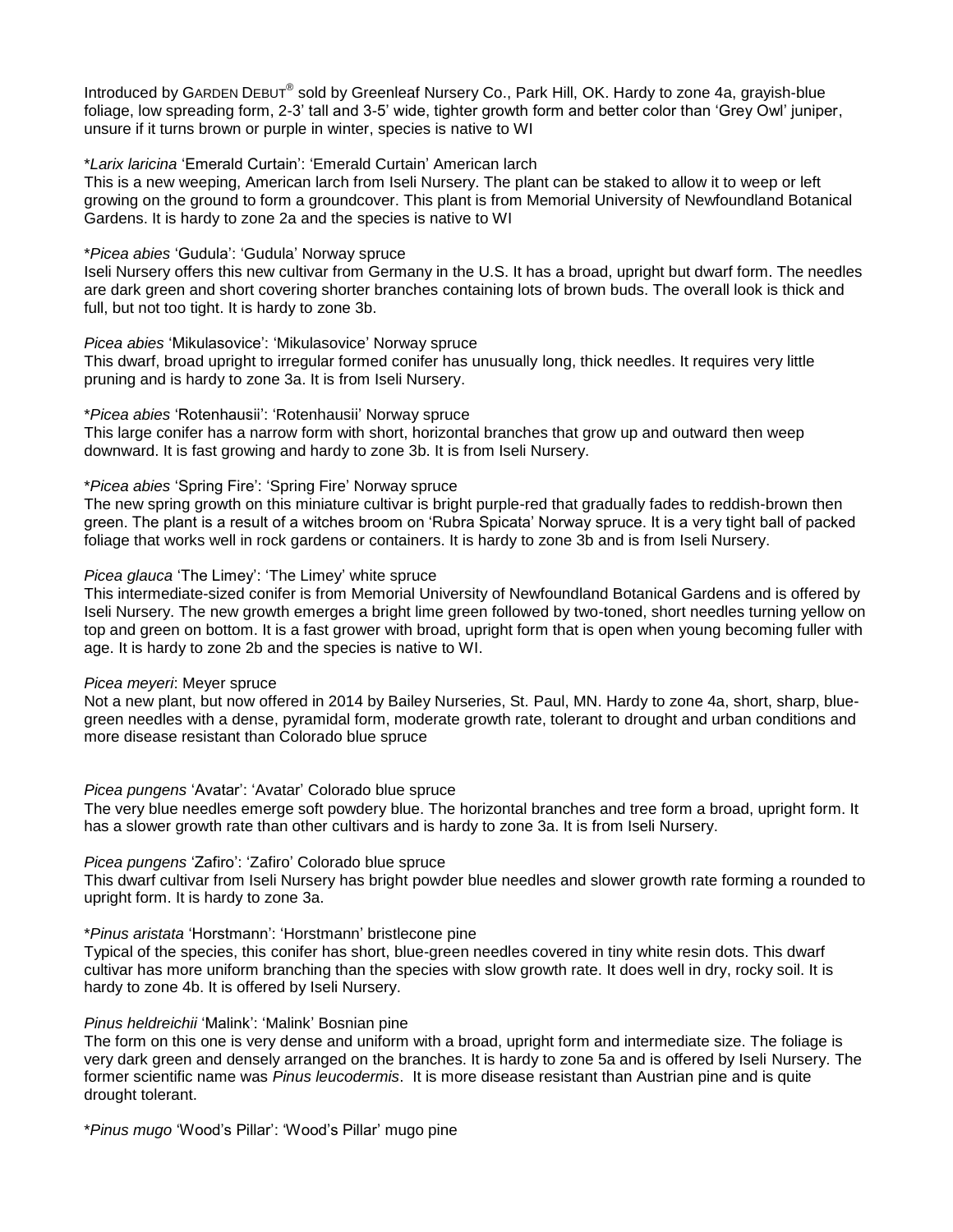Introduced by GARDEN DEBUT® sold by Greenleaf Nursery Co., Park Hill, OK. Hardy to zone 4a, grayish-blue foliage, low spreading form, 2-3' tall and 3-5' wide, tighter growth form and better color than 'Grey Owl' juniper, unsure if it turns brown or purple in winter, species is native to WI

*\*Larix laricina* 'Emerald Curtain': 'Emerald Curtain' American larch
This is a new weeping, American larch from Iseli Nursery. The plant can be staked to allow it to weep or left growing on the ground to form a groundcover. This plant is from Memorial University of Newfoundland Botanical Gardens. It is hardy to zone 2a and the species is native to WI

*\*Picea abies* 'Gudula': 'Gudula' Norway spruce
Iseli Nursery offers this new cultivar from Germany in the U.S. It has a broad, upright but dwarf form. The needles are dark green and short covering shorter branches containing lots of brown buds. The overall look is thick and full, but not too tight. It is hardy to zone 3b.

*Picea abies* 'Mikulasovice': 'Mikulasovice' Norway spruce
This dwarf, broad upright to irregular formed conifer has unusually long, thick needles. It requires very little pruning and is hardy to zone 3a. It is from Iseli Nursery.

*\*Picea abies* 'Rotenhausii': 'Rotenhausii' Norway spruce
This large conifer has a narrow form with short, horizontal branches that grow up and outward then weep downward. It is fast growing and hardy to zone 3b. It is from Iseli Nursery.

*\*Picea abies* 'Spring Fire': 'Spring Fire' Norway spruce
The new spring growth on this miniature cultivar is bright purple-red that gradually fades to reddish-brown then green. The plant is a result of a witches broom on 'Rubra Spicata' Norway spruce. It is a very tight ball of packed foliage that works well in rock gardens or containers. It is hardy to zone 3b and is from Iseli Nursery.

*Picea glauca* 'The Limey': 'The Limey' white spruce
This intermediate-sized conifer is from Memorial University of Newfoundland Botanical Gardens and is offered by Iseli Nursery. The new growth emerges a bright lime green followed by two-toned, short needles turning yellow on top and green on bottom. It is a fast grower with broad, upright form that is open when young becoming fuller with age. It is hardy to zone 2b and the species is native to WI.

*Picea meyeri*: Meyer spruce
Not a new plant, but now offered in 2014 by Bailey Nurseries, St. Paul, MN. Hardy to zone 4a, short, sharp, blue-green needles with a dense, pyramidal form, moderate growth rate, tolerant to drought and urban conditions and more disease resistant than Colorado blue spruce

*Picea pungens* 'Avatar': 'Avatar' Colorado blue spruce
The very blue needles emerge soft powdery blue. The horizontal branches and tree form a broad, upright form. It has a slower growth rate than other cultivars and is hardy to zone 3a. It is from Iseli Nursery.

*Picea pungens* 'Zafiro': 'Zafiro' Colorado blue spruce
This dwarf cultivar from Iseli Nursery has bright powder blue needles and slower growth rate forming a rounded to upright form. It is hardy to zone 3a.

*\*Pinus aristata* 'Horstmann': 'Horstmann' bristlecone pine
Typical of the species, this conifer has short, blue-green needles covered in tiny white resin dots. This dwarf cultivar has more uniform branching than the species with slow growth rate. It does well in dry, rocky soil. It is hardy to zone 4b. It is offered by Iseli Nursery.

*Pinus heldreichii* 'Malink': 'Malink' Bosnian pine
The form on this one is very dense and uniform with a broad, upright form and intermediate size. The foliage is very dark green and densely arranged on the branches. It is hardy to zone 5a and is offered by Iseli Nursery. The former scientific name was *Pinus leucodermis*. It is more disease resistant than Austrian pine and is quite drought tolerant.

*\*Pinus mugo* 'Wood's Pillar': 'Wood's Pillar' mugo pine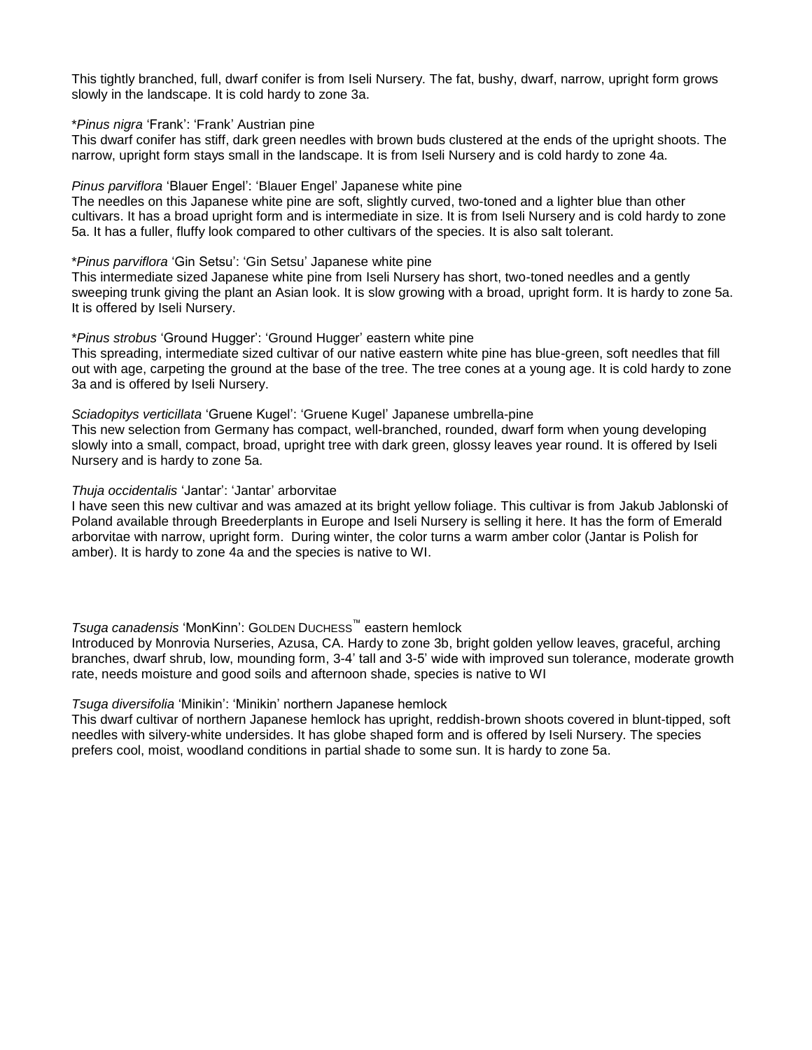This tightly branched, full, dwarf conifer is from Iseli Nursery. The fat, bushy, dwarf, narrow, upright form grows slowly in the landscape. It is cold hardy to zone 3a.

*\*Pinus nigra* 'Frank': 'Frank' Austrian pine
This dwarf conifer has stiff, dark green needles with brown buds clustered at the ends of the upright shoots. The narrow, upright form stays small in the landscape. It is from Iseli Nursery and is cold hardy to zone 4a.

*Pinus parviflora* 'Blauer Engel': 'Blauer Engel' Japanese white pine
The needles on this Japanese white pine are soft, slightly curved, two-toned and a lighter blue than other cultivars. It has a broad upright form and is intermediate in size. It is from Iseli Nursery and is cold hardy to zone 5a. It has a fuller, fluffy look compared to other cultivars of the species. It is also salt tolerant.

*\*Pinus parviflora* 'Gin Setsu': 'Gin Setsu' Japanese white pine
This intermediate sized Japanese white pine from Iseli Nursery has short, two-toned needles and a gently sweeping trunk giving the plant an Asian look. It is slow growing with a broad, upright form. It is hardy to zone 5a. It is offered by Iseli Nursery.

*\*Pinus strobus* 'Ground Hugger': 'Ground Hugger' eastern white pine
This spreading, intermediate sized cultivar of our native eastern white pine has blue-green, soft needles that fill out with age, carpeting the ground at the base of the tree. The tree cones at a young age. It is cold hardy to zone 3a and is offered by Iseli Nursery.

*Sciadopitys verticillata* 'Gruene Kugel': 'Gruene Kugel' Japanese umbrella-pine
This new selection from Germany has compact, well-branched, rounded, dwarf form when young developing slowly into a small, compact, broad, upright tree with dark green, glossy leaves year round. It is offered by Iseli Nursery and is hardy to zone 5a.

*Thuja occidentalis* 'Jantar': 'Jantar' arborvitae
I have seen this new cultivar and was amazed at its bright yellow foliage. This cultivar is from Jakub Jablonski of Poland available through Breederplants in Europe and Iseli Nursery is selling it here. It has the form of Emerald arborvitae with narrow, upright form. During winter, the color turns a warm amber color (Jantar is Polish for amber). It is hardy to zone 4a and the species is native to WI.

*Tsuga canadensis* 'MonKinn': GOLDEN DUCHESS™ eastern hemlock
Introduced by Monrovia Nurseries, Azusa, CA. Hardy to zone 3b, bright golden yellow leaves, graceful, arching branches, dwarf shrub, low, mounding form, 3-4' tall and 3-5' wide with improved sun tolerance, moderate growth rate, needs moisture and good soils and afternoon shade, species is native to WI

*Tsuga diversifolia* 'Minikin': 'Minikin' northern Japanese hemlock
This dwarf cultivar of northern Japanese hemlock has upright, reddish-brown shoots covered in blunt-tipped, soft needles with silvery-white undersides. It has globe shaped form and is offered by Iseli Nursery. The species prefers cool, moist, woodland conditions in partial shade to some sun. It is hardy to zone 5a.